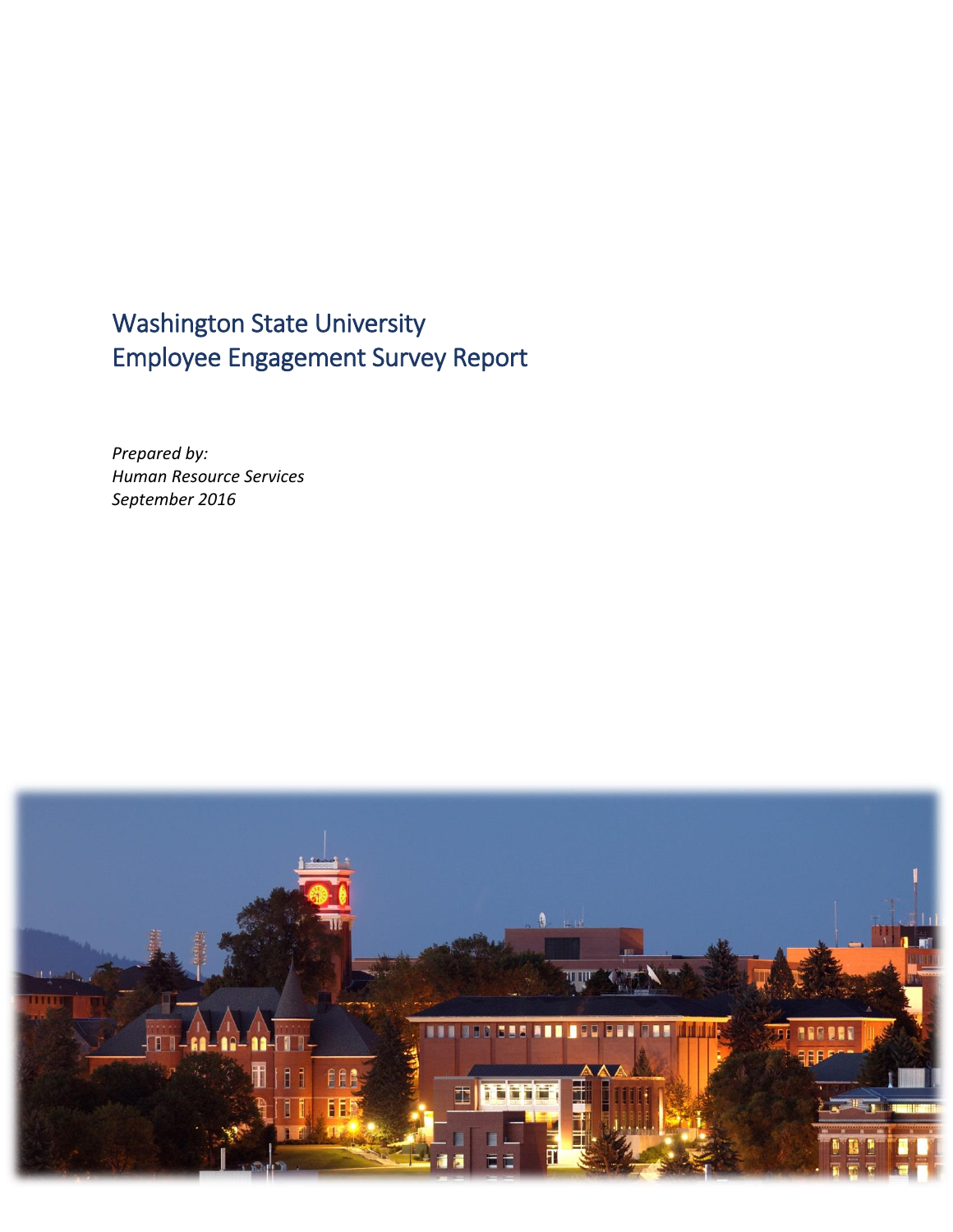# Washington State University
# Employee Engagement Survey Report

*Prepared by:*
*Human Resource Services*
*September 2016*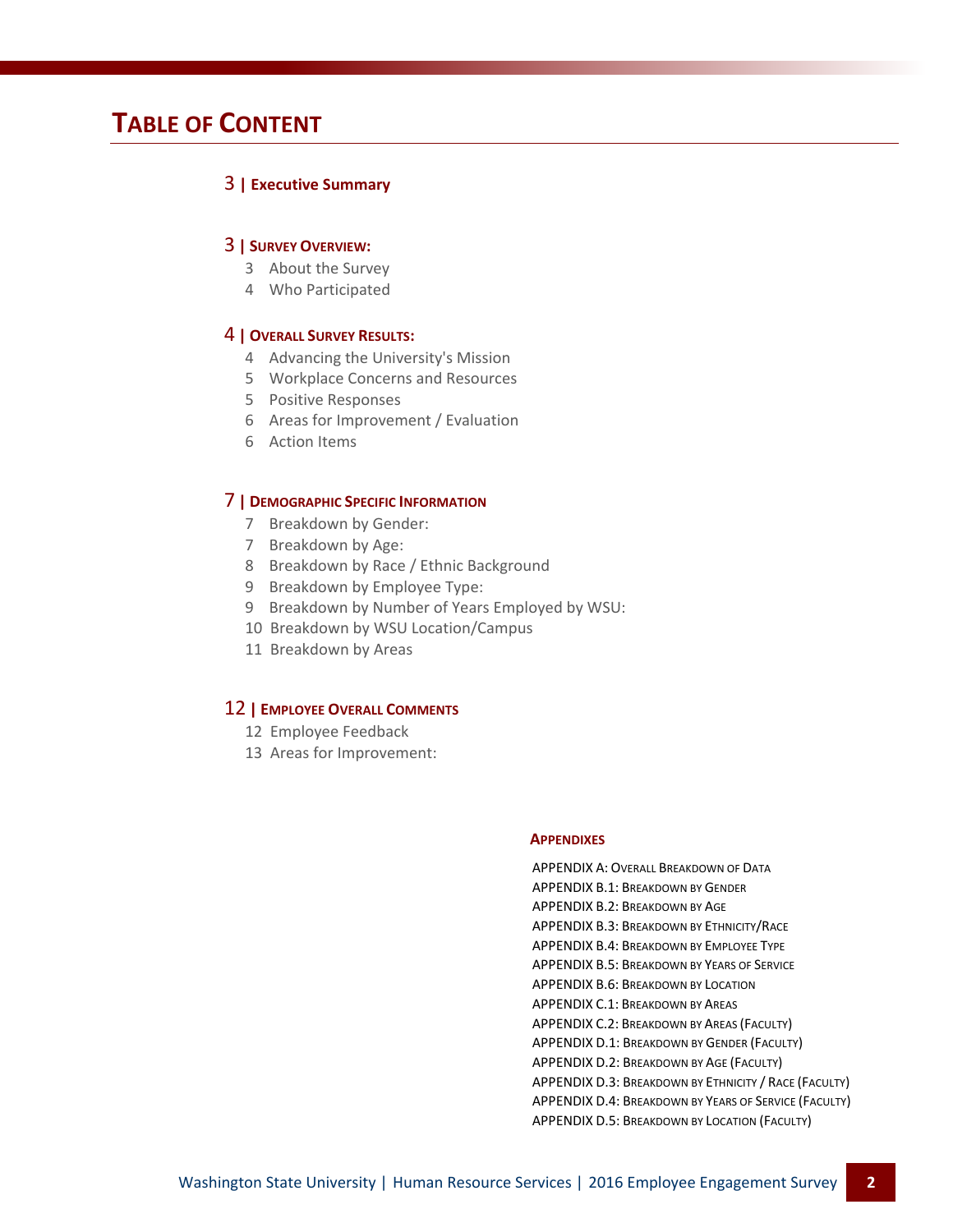# TABLE OF CONTENT

## 3 | Executive Summary

## 3 | SURVEY OVERVIEW:

- 3 About the Survey
- 4 Who Participated

## 4 | OVERALL SURVEY RESULTS:

- 4 Advancing the University's Mission
- 5 Workplace Concerns and Resources
- 5 Positive Responses
- 6 Areas for Improvement / Evaluation
- 6 Action Items

## 7 | DEMOGRAPHIC SPECIFIC INFORMATION

- 7 Breakdown by Gender:
- 7 Breakdown by Age:
- 8 Breakdown by Race / Ethnic Background
- 9 Breakdown by Employee Type:
- 9 Breakdown by Number of Years Employed by WSU:
- 10 Breakdown by WSU Location/Campus
- 11 Breakdown by Areas

## 12 | EMPLOYEE OVERALL COMMENTS

- 12 Employee Feedback
- 13 Areas for Improvement:

### APPENDIXES

APPENDIX A: OVERALL BREAKDOWN OF DATA
APPENDIX B.1: BREAKDOWN BY GENDER
APPENDIX B.2: BREAKDOWN BY AGE
APPENDIX B.3: BREAKDOWN BY ETHNICITY/RACE
APPENDIX B.4: BREAKDOWN BY EMPLOYEE TYPE
APPENDIX B.5: BREAKDOWN BY YEARS OF SERVICE
APPENDIX B.6: BREAKDOWN BY LOCATION
APPENDIX C.1: BREAKDOWN BY AREAS
APPENDIX C.2: BREAKDOWN BY AREAS (FACULTY)
APPENDIX D.1: BREAKDOWN BY GENDER (FACULTY)
APPENDIX D.2: BREAKDOWN BY AGE (FACULTY)
APPENDIX D.3: BREAKDOWN BY ETHNICITY / RACE (FACULTY)
APPENDIX D.4: BREAKDOWN BY YEARS OF SERVICE (FACULTY)
APPENDIX D.5: BREAKDOWN BY LOCATION (FACULTY)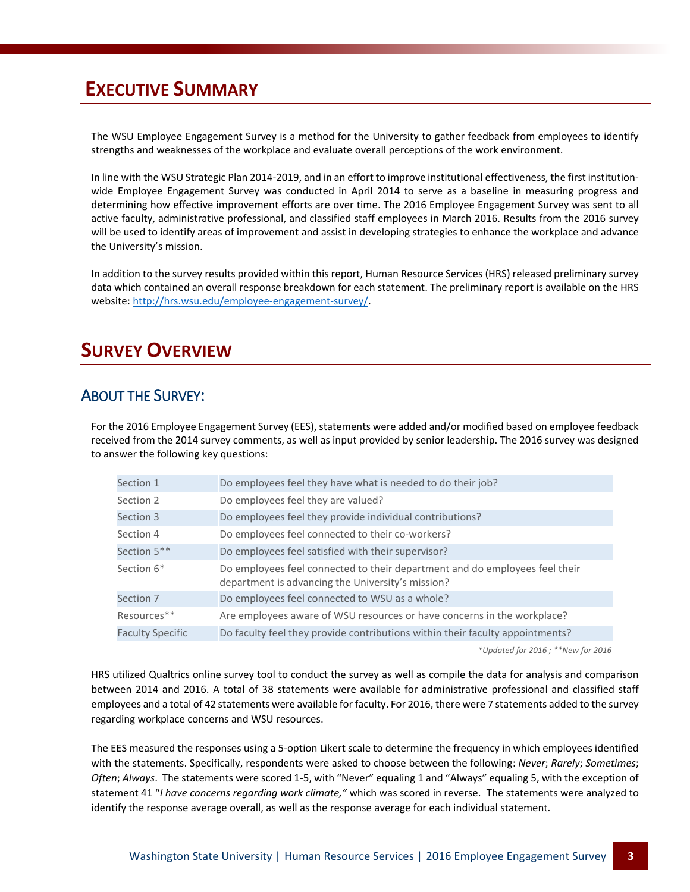# Executive Summary

The WSU Employee Engagement Survey is a method for the University to gather feedback from employees to identify strengths and weaknesses of the workplace and evaluate overall perceptions of the work environment.

In line with the WSU Strategic Plan 2014-2019, and in an effort to improve institutional effectiveness, the first institution-wide Employee Engagement Survey was conducted in April 2014 to serve as a baseline in measuring progress and determining how effective improvement efforts are over time. The 2016 Employee Engagement Survey was sent to all active faculty, administrative professional, and classified staff employees in March 2016. Results from the 2016 survey will be used to identify areas of improvement and assist in developing strategies to enhance the workplace and advance the University's mission.

In addition to the survey results provided within this report, Human Resource Services (HRS) released preliminary survey data which contained an overall response breakdown for each statement. The preliminary report is available on the HRS website: http://hrs.wsu.edu/employee-engagement-survey/.

# Survey Overview

## About the Survey:

For the 2016 Employee Engagement Survey (EES), statements were added and/or modified based on employee feedback received from the 2014 survey comments, as well as input provided by senior leadership. The 2016 survey was designed to answer the following key questions:

| | |
|---|---|
| Section 1 | Do employees feel they have what is needed to do their job? |
| Section 2 | Do employees feel they are valued? |
| Section 3 | Do employees feel they provide individual contributions? |
| Section 4 | Do employees feel connected to their co-workers? |
| Section 5** | Do employees feel satisfied with their supervisor? |
| Section 6* | Do employees feel connected to their department and do employees feel their department is advancing the University's mission? |
| Section 7 | Do employees feel connected to WSU as a whole? |
| Resources** | Are employees aware of WSU resources or have concerns in the workplace? |
| Faculty Specific | Do faculty feel they provide contributions within their faculty appointments? |

*\*Updated for 2016 ; \*\*New for 2016*

HRS utilized Qualtrics online survey tool to conduct the survey as well as compile the data for analysis and comparison between 2014 and 2016. A total of 38 statements were available for administrative professional and classified staff employees and a total of 42 statements were available for faculty. For 2016, there were 7 statements added to the survey regarding workplace concerns and WSU resources.

The EES measured the responses using a 5-option Likert scale to determine the frequency in which employees identified with the statements. Specifically, respondents were asked to choose between the following: *Never*; *Rarely*; *Sometimes*; *Often*; *Always*. The statements were scored 1-5, with "Never" equaling 1 and "Always" equaling 5, with the exception of statement 41 "*I have concerns regarding work climate,"* which was scored in reverse. The statements were analyzed to identify the response average overall, as well as the response average for each individual statement.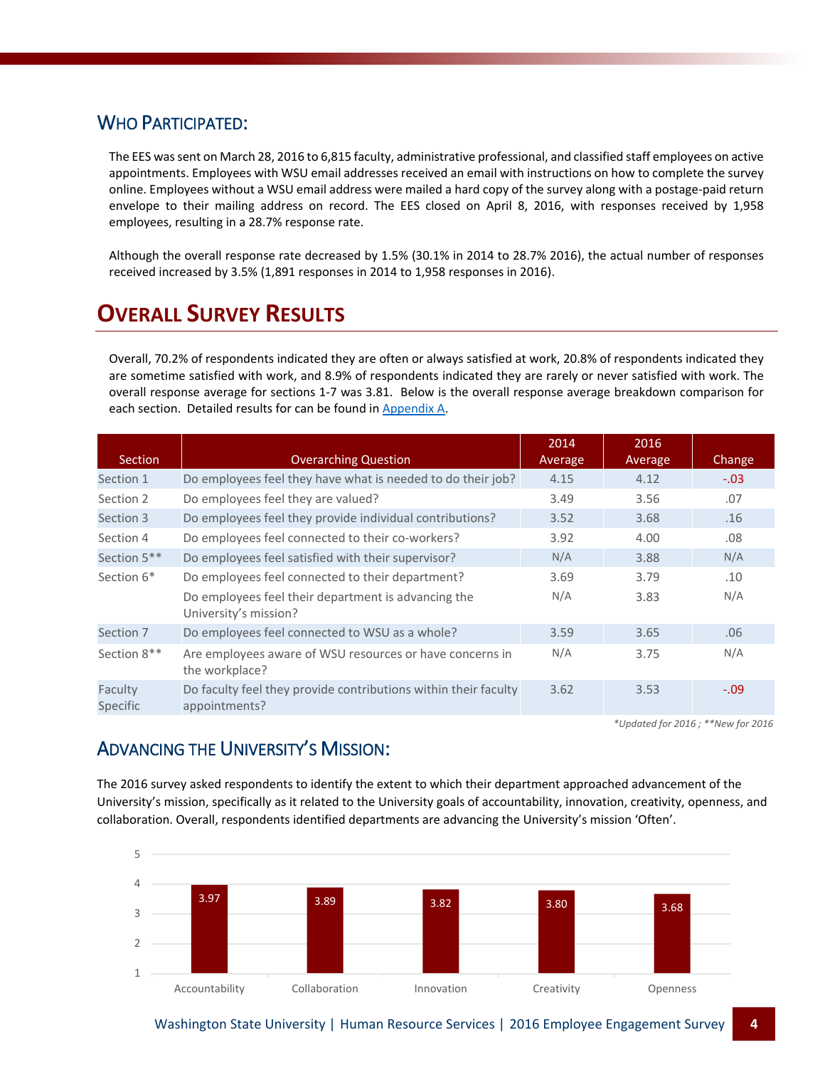## WHO PARTICIPATED:

The EES was sent on March 28, 2016 to 6,815 faculty, administrative professional, and classified staff employees on active appointments. Employees with WSU email addresses received an email with instructions on how to complete the survey online. Employees without a WSU email address were mailed a hard copy of the survey along with a postage-paid return envelope to their mailing address on record. The EES closed on April 8, 2016, with responses received by 1,958 employees, resulting in a 28.7% response rate.

Although the overall response rate decreased by 1.5% (30.1% in 2014 to 28.7% 2016), the actual number of responses received increased by 3.5% (1,891 responses in 2014 to 1,958 responses in 2016).

# OVERALL SURVEY RESULTS

Overall, 70.2% of respondents indicated they are often or always satisfied at work, 20.8% of respondents indicated they are sometime satisfied with work, and 8.9% of respondents indicated they are rarely or never satisfied with work. The overall response average for sections 1-7 was 3.81. Below is the overall response average breakdown comparison for each section. Detailed results for can be found in Appendix A.

| Section | Overarching Question | 2014 Average | 2016 Average | Change |
|---|---|---|---|---|
| Section 1 | Do employees feel they have what is needed to do their job? | 4.15 | 4.12 | -.03 |
| Section 2 | Do employees feel they are valued? | 3.49 | 3.56 | .07 |
| Section 3 | Do employees feel they provide individual contributions? | 3.52 | 3.68 | .16 |
| Section 4 | Do employees feel connected to their co-workers? | 3.92 | 4.00 | .08 |
| Section 5** | Do employees feel satisfied with their supervisor? | N/A | 3.88 | N/A |
| Section 6* | Do employees feel connected to their department? | 3.69 | 3.79 | .10 |
| | Do employees feel their department is advancing the University's mission? | N/A | 3.83 | N/A |
| Section 7 | Do employees feel connected to WSU as a whole? | 3.59 | 3.65 | .06 |
| Section 8** | Are employees aware of WSU resources or have concerns in the workplace? | N/A | 3.75 | N/A |
| Faculty Specific | Do faculty feel they provide contributions within their faculty appointments? | 3.62 | 3.53 | -.09 |

*\*Updated for 2016 ; \*\*New for 2016*

## ADVANCING THE UNIVERSITY'S MISSION:

The 2016 survey asked respondents to identify the extent to which their department approached advancement of the University's mission, specifically as it related to the University goals of accountability, innovation, creativity, openness, and collaboration. Overall, respondents identified departments are advancing the University's mission 'Often'.

| Goal | Average |
|---|---|
| Accountability | 3.97 |
| Collaboration | 3.89 |
| Innovation | 3.82 |
| Creativity | 3.80 |
| Openness | 3.68 |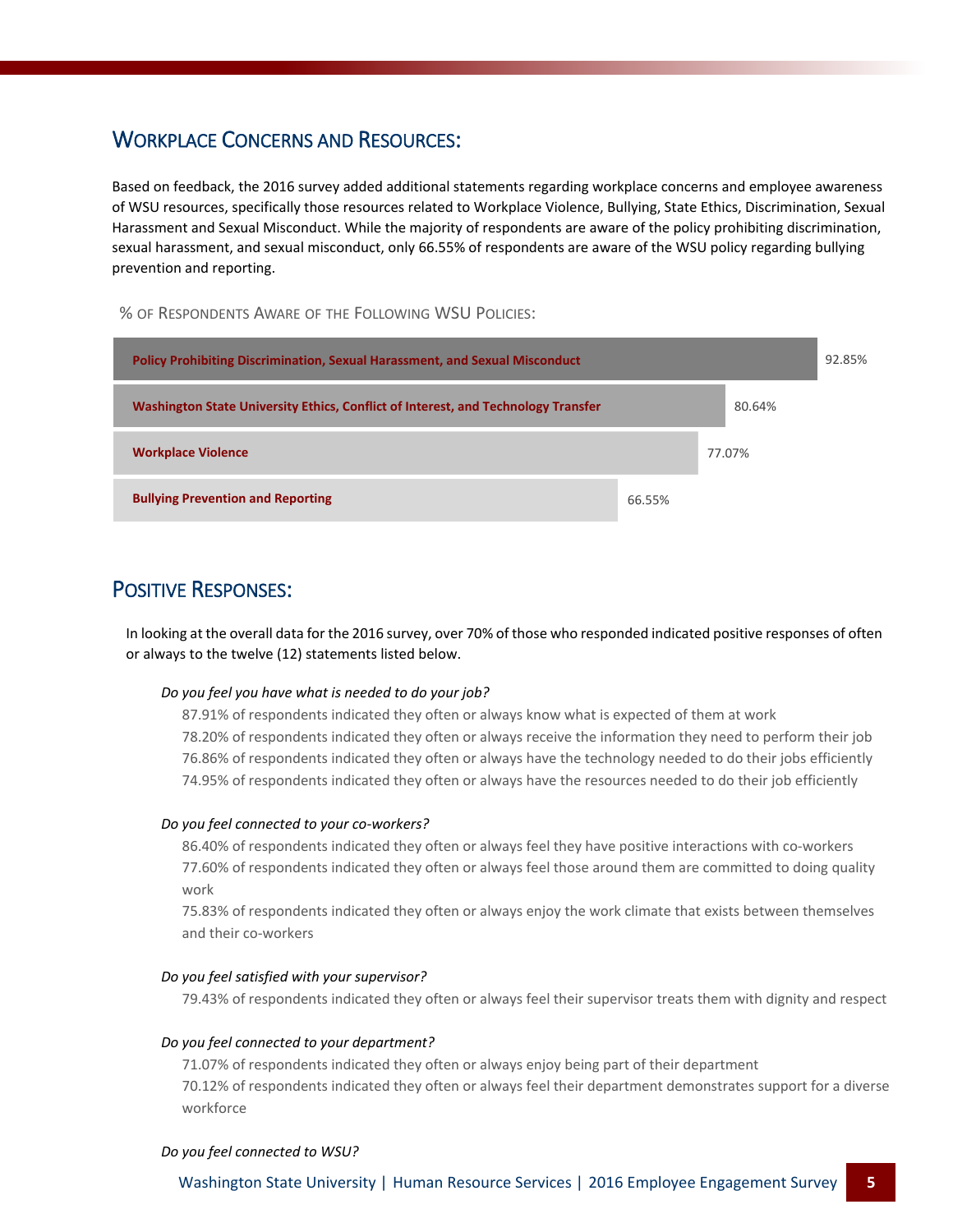## Workplace Concerns and Resources:

Based on feedback, the 2016 survey added additional statements regarding workplace concerns and employee awareness of WSU resources, specifically those resources related to Workplace Violence, Bullying, State Ethics, Discrimination, Sexual Harassment and Sexual Misconduct. While the majority of respondents are aware of the policy prohibiting discrimination, sexual harassment, and sexual misconduct, only 66.55% of respondents are aware of the WSU policy regarding bullying prevention and reporting.

% of Respondents Aware of the Following WSU Policies:

| Policy | % |
|---|---|
| Policy Prohibiting Discrimination, Sexual Harassment, and Sexual Misconduct | 92.85% |
| Washington State University Ethics, Conflict of Interest, and Technology Transfer | 80.64% |
| Workplace Violence | 77.07% |
| Bullying Prevention and Reporting | 66.55% |

## Positive Responses:

In looking at the overall data for the 2016 survey, over 70% of those who responded indicated positive responses of often or always to the twelve (12) statements listed below.

*Do you feel you have what is needed to do your job?*

87.91% of respondents indicated they often or always know what is expected of them at work
78.20% of respondents indicated they often or always receive the information they need to perform their job
76.86% of respondents indicated they often or always have the technology needed to do their jobs efficiently
74.95% of respondents indicated they often or always have the resources needed to do their job efficiently

*Do you feel connected to your co-workers?*

86.40% of respondents indicated they often or always feel they have positive interactions with co-workers
77.60% of respondents indicated they often or always feel those around them are committed to doing quality work
75.83% of respondents indicated they often or always enjoy the work climate that exists between themselves and their co-workers

*Do you feel satisfied with your supervisor?*

79.43% of respondents indicated they often or always feel their supervisor treats them with dignity and respect

*Do you feel connected to your department?*

71.07% of respondents indicated they often or always enjoy being part of their department
70.12% of respondents indicated they often or always feel their department demonstrates support for a diverse workforce

*Do you feel connected to WSU?*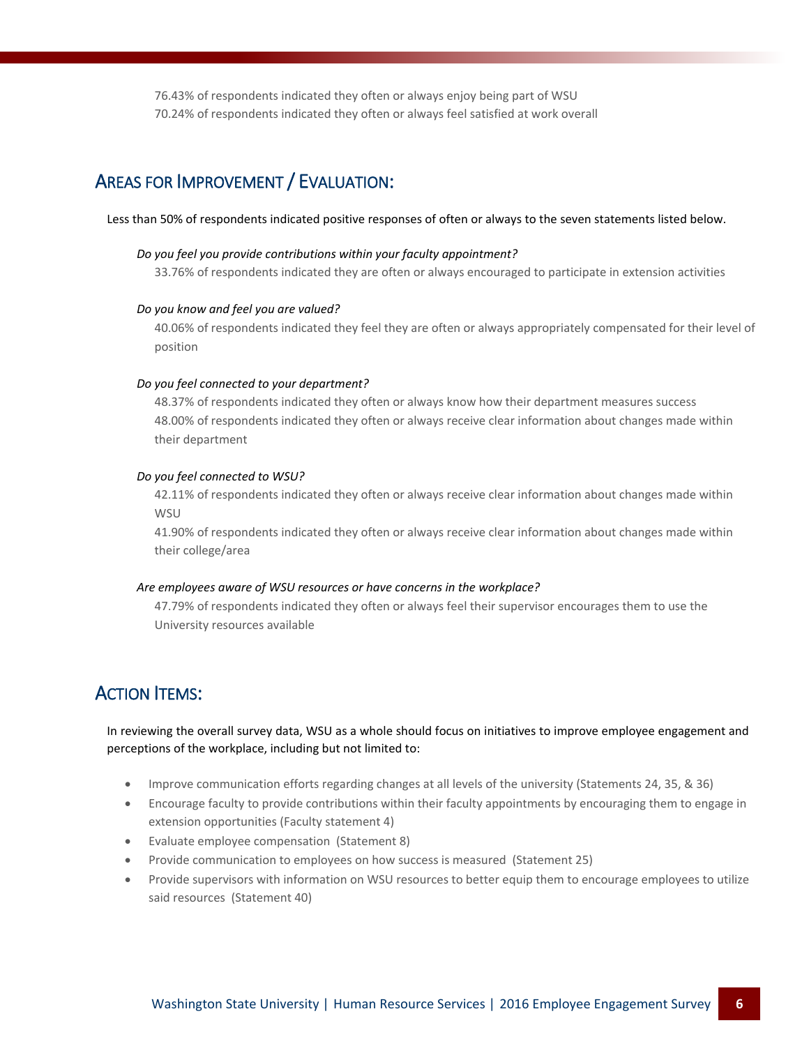76.43% of respondents indicated they often or always enjoy being part of WSU
70.24% of respondents indicated they often or always feel satisfied at work overall

## Areas for Improvement / Evaluation:

Less than 50% of respondents indicated positive responses of often or always to the seven statements listed below.

*Do you feel you provide contributions within your faculty appointment?*

33.76% of respondents indicated they are often or always encouraged to participate in extension activities

*Do you know and feel you are valued?*

40.06% of respondents indicated they feel they are often or always appropriately compensated for their level of position

*Do you feel connected to your department?*

48.37% of respondents indicated they often or always know how their department measures success
48.00% of respondents indicated they often or always receive clear information about changes made within their department

*Do you feel connected to WSU?*

42.11% of respondents indicated they often or always receive clear information about changes made within WSU
41.90% of respondents indicated they often or always receive clear information about changes made within their college/area

*Are employees aware of WSU resources or have concerns in the workplace?*

47.79% of respondents indicated they often or always feel their supervisor encourages them to use the University resources available

## Action Items:

In reviewing the overall survey data, WSU as a whole should focus on initiatives to improve employee engagement and perceptions of the workplace, including but not limited to:

- Improve communication efforts regarding changes at all levels of the university (Statements 24, 35, & 36)
- Encourage faculty to provide contributions within their faculty appointments by encouraging them to engage in extension opportunities (Faculty statement 4)
- Evaluate employee compensation (Statement 8)
- Provide communication to employees on how success is measured (Statement 25)
- Provide supervisors with information on WSU resources to better equip them to encourage employees to utilize said resources (Statement 40)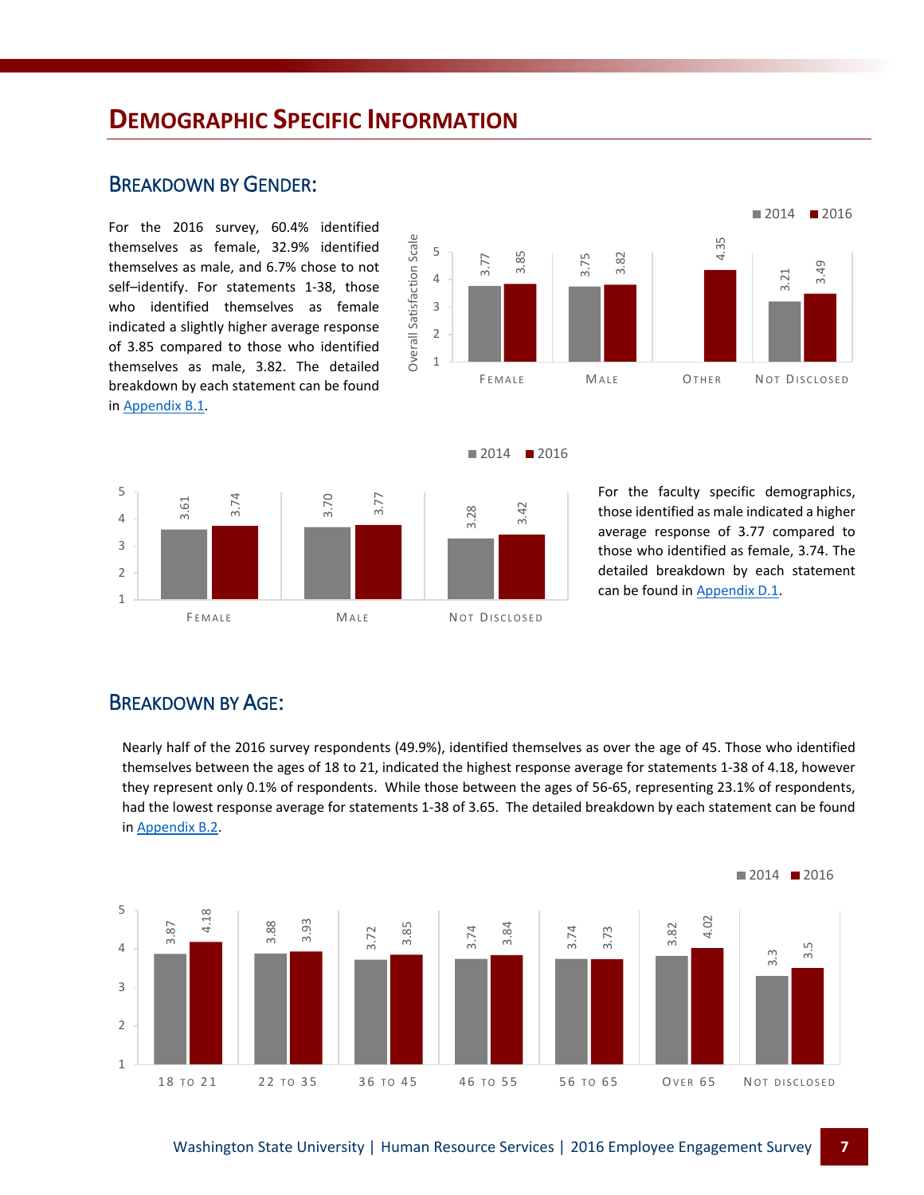# Demographic Specific Information

## Breakdown by Gender:

For the 2016 survey, 60.4% identified themselves as female, 32.9% identified themselves as male, and 6.7% chose to not self–identify. For statements 1-38, those who identified themselves as female indicated a slightly higher average response of 3.85 compared to those who identified themselves as male, 3.82. The detailed breakdown by each statement can be found in Appendix B.1.

| Overall Satisfaction Scale | 2014 | 2016 |
|---|---|---|
| Female | 3.77 | 3.85 |
| Male | 3.75 | 3.82 |
| Other | | 4.35 |
| Not Disclosed | 3.21 | 3.49 |

| | 2014 | 2016 |
|---|---|---|
| Female | 3.61 | 3.74 |
| Male | 3.70 | 3.77 |
| Not Disclosed | 3.28 | 3.42 |

For the faculty specific demographics, those identified as male indicated a higher average response of 3.77 compared to those who identified as female, 3.74. The detailed breakdown by each statement can be found in Appendix D.1.

## Breakdown by Age:

Nearly half of the 2016 survey respondents (49.9%), identified themselves as over the age of 45. Those who identified themselves between the ages of 18 to 21, indicated the highest response average for statements 1-38 of 4.18, however they represent only 0.1% of respondents. While those between the ages of 56-65, representing 23.1% of respondents, had the lowest response average for statements 1-38 of 3.65. The detailed breakdown by each statement can be found in Appendix B.2.

| | 2014 | 2016 |
|---|---|---|
| 18 to 21 | 3.87 | 4.18 |
| 22 to 35 | 3.88 | 3.93 |
| 36 to 45 | 3.72 | 3.85 |
| 46 to 55 | 3.74 | 3.84 |
| 56 to 65 | 3.74 | 3.73 |
| Over 65 | 3.82 | 4.02 |
| Not disclosed | 3.3 | 3.5 |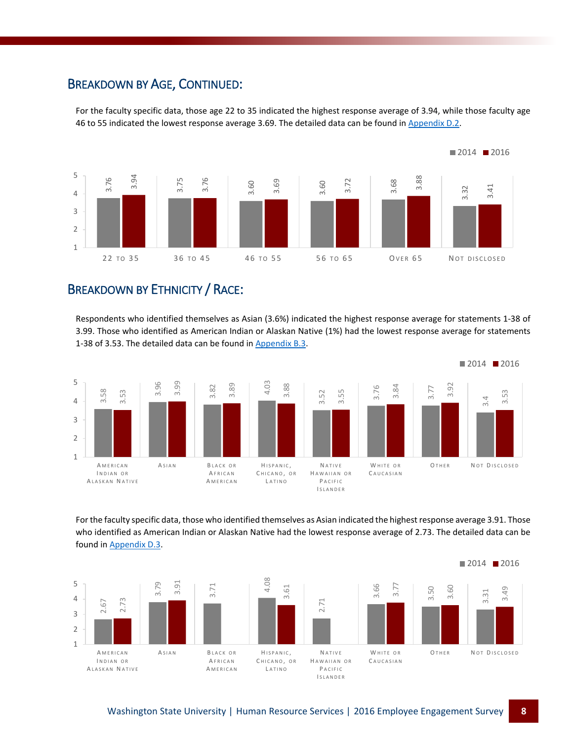## Breakdown by Age, Continued:

For the faculty specific data, those age 22 to 35 indicated the highest response average of 3.94, while those faculty age 46 to 55 indicated the lowest response average 3.69. The detailed data can be found in Appendix D.2.

| | 2014 | 2016 |
|---|---|---|
| 22 to 35 | 3.76 | 3.94 |
| 36 to 45 | 3.75 | 3.76 |
| 46 to 55 | 3.60 | 3.69 |
| 56 to 65 | 3.60 | 3.72 |
| Over 65 | 3.68 | 3.88 |
| Not disclosed | 3.32 | 3.41 |

## Breakdown by Ethnicity / Race:

Respondents who identified themselves as Asian (3.6%) indicated the highest response average for statements 1-38 of 3.99. Those who identified as American Indian or Alaskan Native (1%) had the lowest response average for statements 1-38 of 3.53. The detailed data can be found in Appendix B.3.

| | 2014 | 2016 |
|---|---|---|
| American Indian or Alaskan Native | 3.58 | 3.53 |
| Asian | 3.96 | 3.99 |
| Black or African American | 3.82 | 3.89 |
| Hispanic, Chicano, or Latino | 4.03 | 3.88 |
| Native Hawaiian or Pacific Islander | 3.52 | 3.55 |
| White or Caucasian | 3.76 | 3.84 |
| Other | 3.77 | 3.92 |
| Not Disclosed | 3.4 | 3.53 |

For the faculty specific data, those who identified themselves as Asian indicated the highest response average 3.91. Those who identified as American Indian or Alaskan Native had the lowest response average of 2.73. The detailed data can be found in Appendix D.3.

| | 2014 | 2016 |
|---|---|---|
| American Indian or Alaskan Native | 2.67 | 2.73 |
| Asian | 3.79 | 3.91 |
| Black or African American | 3.71 | |
| Hispanic, Chicano, or Latino | 4.08 | 3.61 |
| Native Hawaiian or Pacific Islander | 2.71 | |
| White or Caucasian | 3.66 | 3.77 |
| Other | 3.50 | 3.60 |
| Not Disclosed | 3.31 | 3.49 |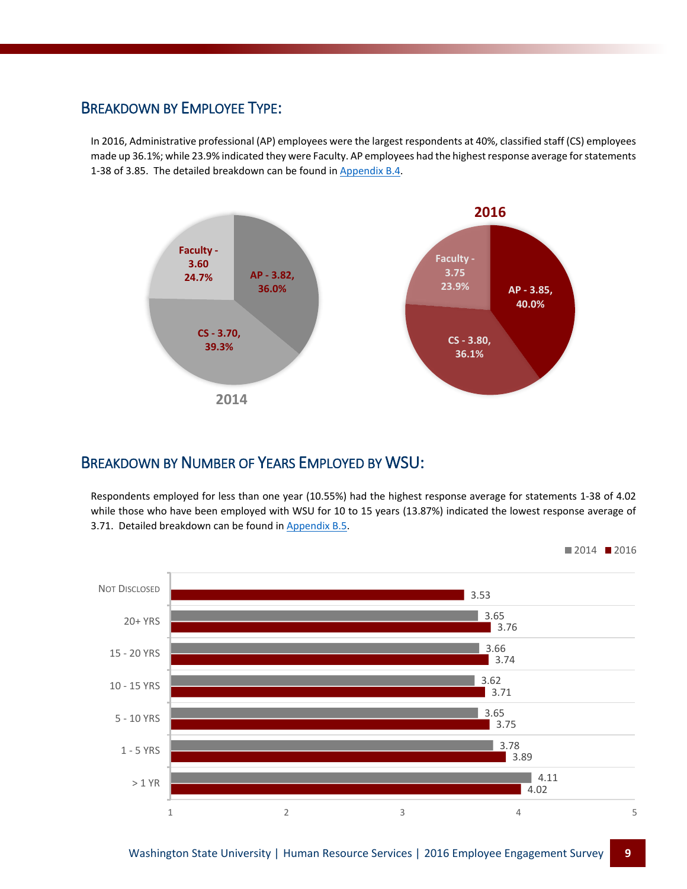## Breakdown by Employee Type:

In 2016, Administrative professional (AP) employees were the largest respondents at 40%, classified staff (CS) employees made up 36.1%; while 23.9% indicated they were Faculty. AP employees had the highest response average for statements 1-38 of 3.85. The detailed breakdown can be found in Appendix B.4.

| Employee Type | 2014 Average | 2014 % | 2016 Average | 2016 % |
|---|---|---|---|---|
| AP | 3.82 | 36.0% | 3.85 | 40.0% |
| CS | 3.70 | 39.3% | 3.80 | 36.1% |
| Faculty | 3.60 | 24.7% | 3.75 | 23.9% |

## Breakdown by Number of Years Employed by WSU:

Respondents employed for less than one year (10.55%) had the highest response average for statements 1-38 of 4.02 while those who have been employed with WSU for 10 to 15 years (13.87%) indicated the lowest response average of 3.71. Detailed breakdown can be found in Appendix B.5.

| Years Employed | 2014 | 2016 |
|---|---|---|
| Not Disclosed | | 3.53 |
| 20+ YRS | 3.65 | 3.76 |
| 15 - 20 YRS | 3.66 | 3.74 |
| 10 - 15 YRS | 3.62 | 3.71 |
| 5 - 10 YRS | 3.65 | 3.75 |
| 1 - 5 YRS | 3.78 | 3.89 |
| > 1 YR | 4.11 | 4.02 |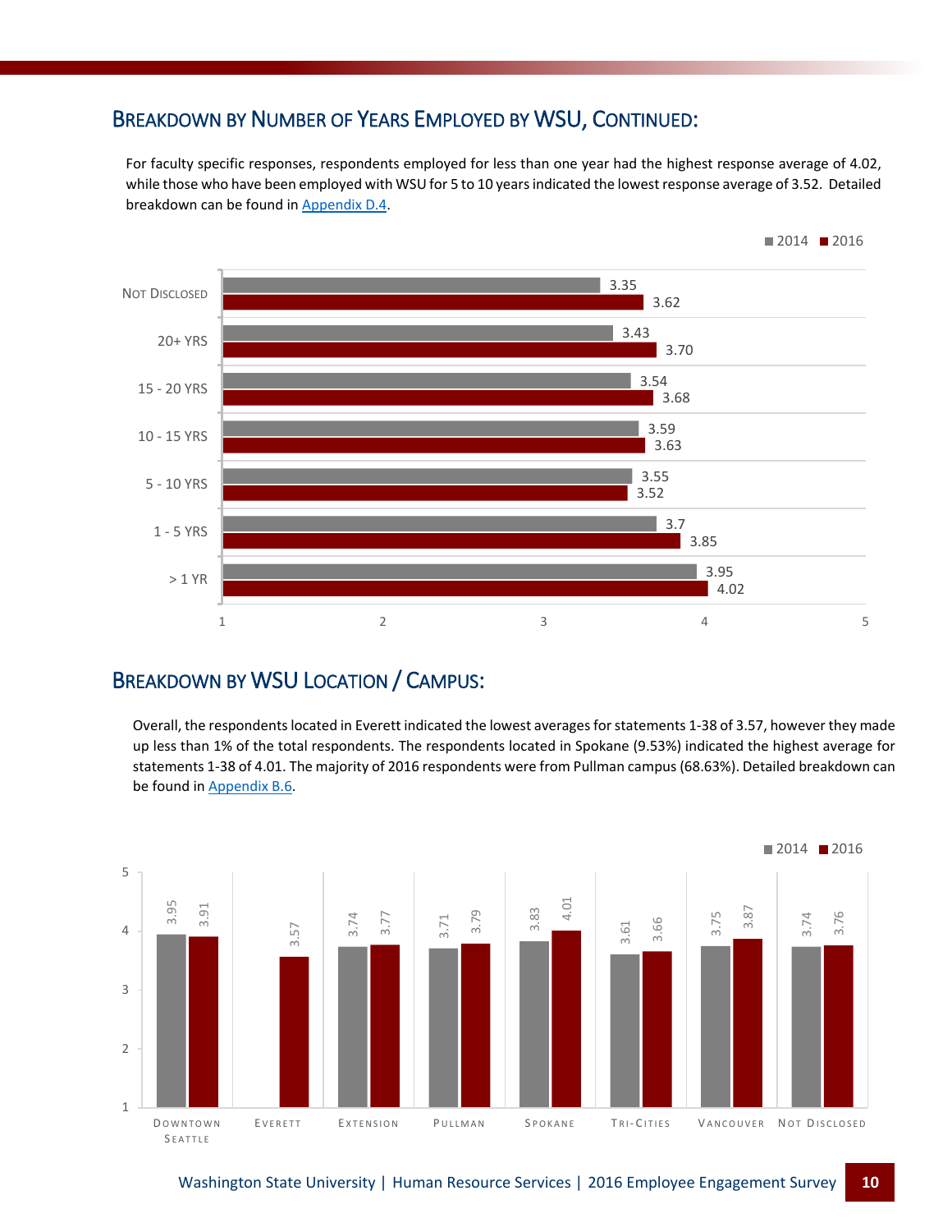## Breakdown by Number of Years Employed by WSU, Continued:

For faculty specific responses, respondents employed for less than one year had the highest response average of 4.02, while those who have been employed with WSU for 5 to 10 years indicated the lowest response average of 3.52. Detailed breakdown can be found in Appendix D.4.

| Years Employed | 2014 | 2016 |
|---|---|---|
| Not Disclosed | 3.35 | 3.62 |
| 20+ YRS | 3.43 | 3.70 |
| 15 - 20 YRS | 3.54 | 3.68 |
| 10 - 15 YRS | 3.59 | 3.63 |
| 5 - 10 YRS | 3.55 | 3.52 |
| 1 - 5 YRS | 3.7 | 3.85 |
| > 1 YR | 3.95 | 4.02 |

## Breakdown by WSU Location / Campus:

Overall, the respondents located in Everett indicated the lowest averages for statements 1-38 of 3.57, however they made up less than 1% of the total respondents. The respondents located in Spokane (9.53%) indicated the highest average for statements 1-38 of 4.01. The majority of 2016 respondents were from Pullman campus (68.63%). Detailed breakdown can be found in Appendix B.6.

| Location | 2014 | 2016 |
|---|---|---|
| Downtown Seattle | 3.95 | 3.91 |
| Everett | | 3.57 |
| Extension | 3.74 | 3.77 |
| Pullman | 3.71 | 3.79 |
| Spokane | 3.83 | 4.01 |
| Tri-Cities | 3.61 | 3.66 |
| Vancouver | 3.75 | 3.87 |
| Not Disclosed | 3.74 | 3.76 |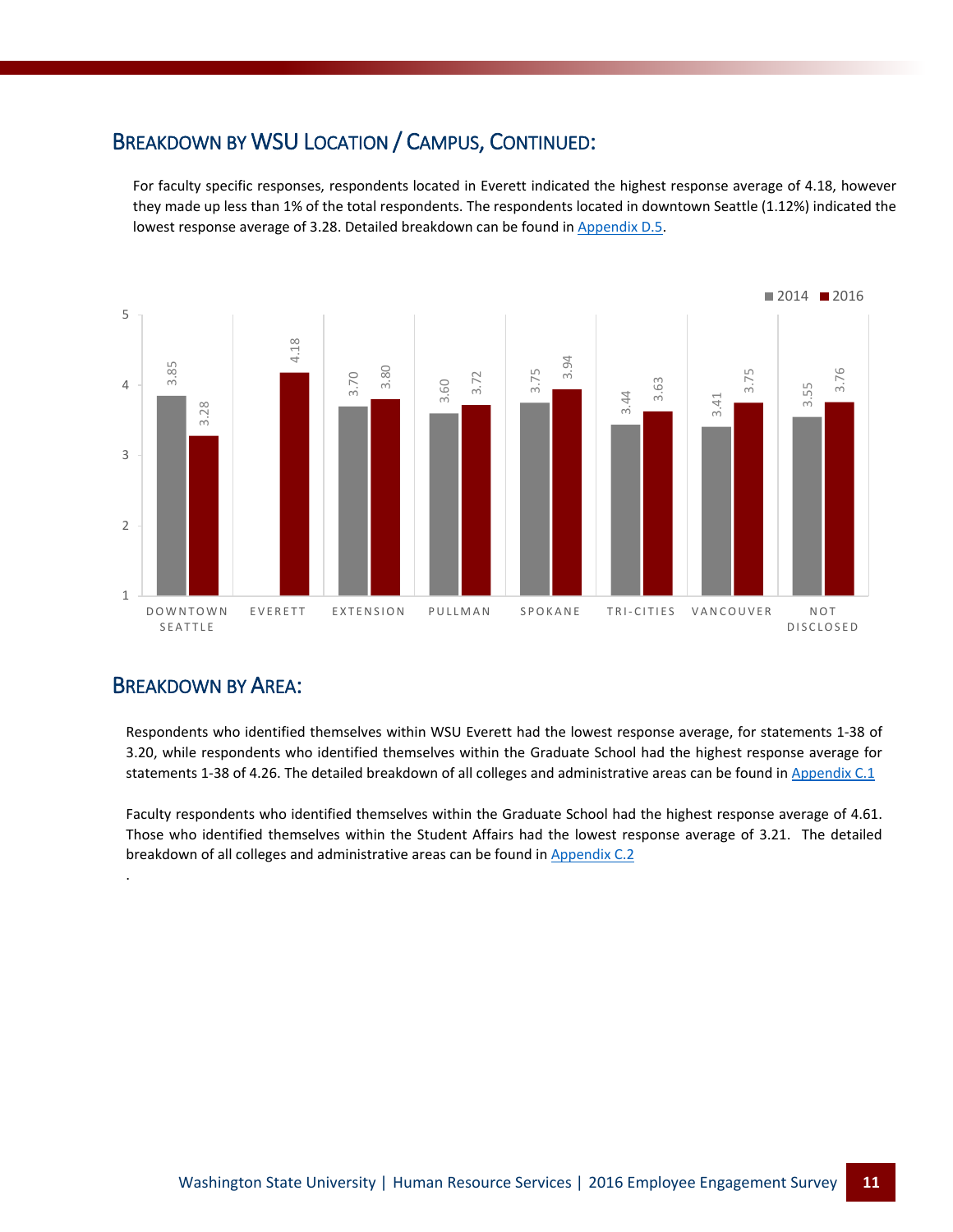## Breakdown by WSU Location / Campus, Continued:

For faculty specific responses, respondents located in Everett indicated the highest response average of 4.18, however they made up less than 1% of the total respondents. The respondents located in downtown Seattle (1.12%) indicated the lowest response average of 3.28. Detailed breakdown can be found in Appendix D.5.

| Location | 2014 | 2016 |
|---|---|---|
| Downtown Seattle | 3.85 | 3.28 |
| Everett | | 4.18 |
| Extension | 3.70 | 3.80 |
| Pullman | 3.60 | 3.72 |
| Spokane | 3.75 | 3.94 |
| Tri-Cities | 3.44 | 3.63 |
| Vancouver | 3.41 | 3.75 |
| Not Disclosed | 3.55 | 3.76 |

## Breakdown by Area:

Respondents who identified themselves within WSU Everett had the lowest response average, for statements 1-38 of 3.20, while respondents who identified themselves within the Graduate School had the highest response average for statements 1-38 of 4.26. The detailed breakdown of all colleges and administrative areas can be found in Appendix C.1

Faculty respondents who identified themselves within the Graduate School had the highest response average of 4.61. Those who identified themselves within the Student Affairs had the lowest response average of 3.21. The detailed breakdown of all colleges and administrative areas can be found in Appendix C.2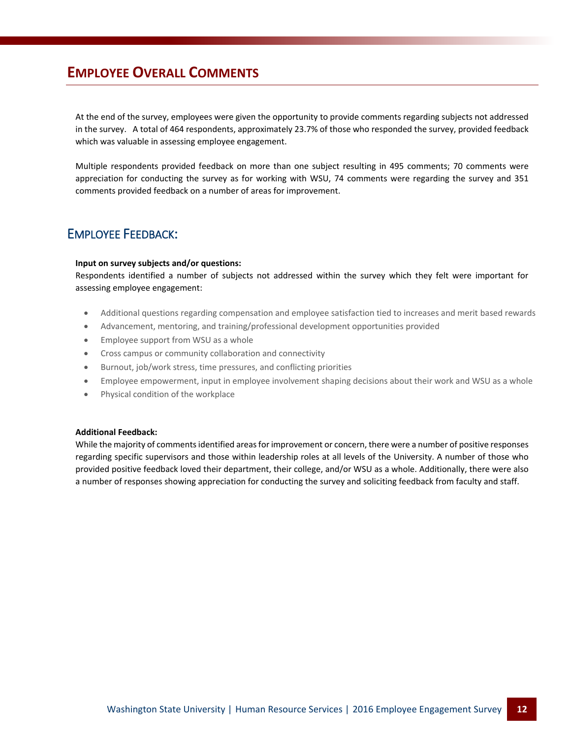## Employee Overall Comments

At the end of the survey, employees were given the opportunity to provide comments regarding subjects not addressed in the survey. A total of 464 respondents, approximately 23.7% of those who responded the survey, provided feedback which was valuable in assessing employee engagement.

Multiple respondents provided feedback on more than one subject resulting in 495 comments; 70 comments were appreciation for conducting the survey as for working with WSU, 74 comments were regarding the survey and 351 comments provided feedback on a number of areas for improvement.

### Employee Feedback:

**Input on survey subjects and/or questions:**
Respondents identified a number of subjects not addressed within the survey which they felt were important for assessing employee engagement:

- Additional questions regarding compensation and employee satisfaction tied to increases and merit based rewards
- Advancement, mentoring, and training/professional development opportunities provided
- Employee support from WSU as a whole
- Cross campus or community collaboration and connectivity
- Burnout, job/work stress, time pressures, and conflicting priorities
- Employee empowerment, input in employee involvement shaping decisions about their work and WSU as a whole
- Physical condition of the workplace

**Additional Feedback:**
While the majority of comments identified areas for improvement or concern, there were a number of positive responses regarding specific supervisors and those within leadership roles at all levels of the University. A number of those who provided positive feedback loved their department, their college, and/or WSU as a whole. Additionally, there were also a number of responses showing appreciation for conducting the survey and soliciting feedback from faculty and staff.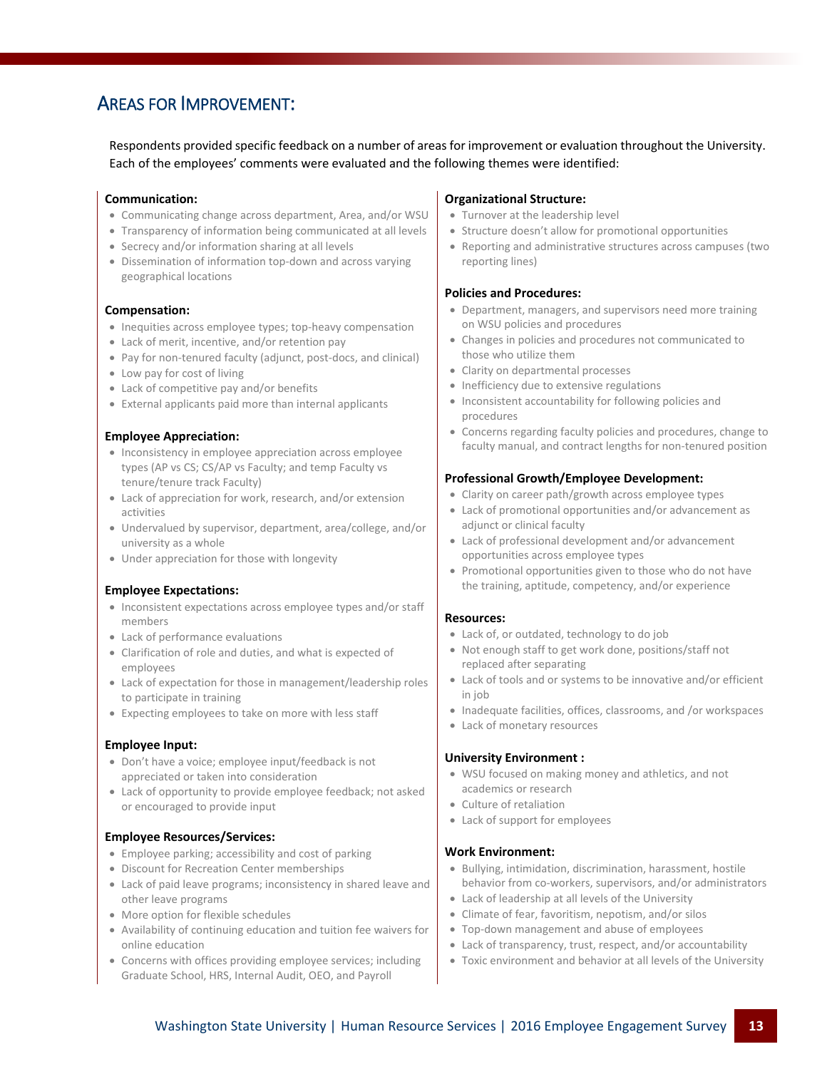## Areas for Improvement:

Respondents provided specific feedback on a number of areas for improvement or evaluation throughout the University. Each of the employees' comments were evaluated and the following themes were identified:

**Communication:**

- Communicating change across department, Area, and/or WSU
- Transparency of information being communicated at all levels
- Secrecy and/or information sharing at all levels
- Dissemination of information top-down and across varying geographical locations

**Compensation:**

- Inequities across employee types; top-heavy compensation
- Lack of merit, incentive, and/or retention pay
- Pay for non-tenured faculty (adjunct, post-docs, and clinical)
- Low pay for cost of living
- Lack of competitive pay and/or benefits
- External applicants paid more than internal applicants

**Employee Appreciation:**

- Inconsistency in employee appreciation across employee types (AP vs CS; CS/AP vs Faculty; and temp Faculty vs tenure/tenure track Faculty)
- Lack of appreciation for work, research, and/or extension activities
- Undervalued by supervisor, department, area/college, and/or university as a whole
- Under appreciation for those with longevity

**Employee Expectations:**

- Inconsistent expectations across employee types and/or staff members
- Lack of performance evaluations
- Clarification of role and duties, and what is expected of employees
- Lack of expectation for those in management/leadership roles to participate in training
- Expecting employees to take on more with less staff

**Employee Input:**

- Don't have a voice; employee input/feedback is not appreciated or taken into consideration
- Lack of opportunity to provide employee feedback; not asked or encouraged to provide input

**Employee Resources/Services:**

- Employee parking; accessibility and cost of parking
- Discount for Recreation Center memberships
- Lack of paid leave programs; inconsistency in shared leave and other leave programs
- More option for flexible schedules
- Availability of continuing education and tuition fee waivers for online education
- Concerns with offices providing employee services; including Graduate School, HRS, Internal Audit, OEO, and Payroll

**Organizational Structure:**

- Turnover at the leadership level
- Structure doesn't allow for promotional opportunities
- Reporting and administrative structures across campuses (two reporting lines)

**Policies and Procedures:**

- Department, managers, and supervisors need more training on WSU policies and procedures
- Changes in policies and procedures not communicated to those who utilize them
- Clarity on departmental processes
- Inefficiency due to extensive regulations
- Inconsistent accountability for following policies and procedures
- Concerns regarding faculty policies and procedures, change to faculty manual, and contract lengths for non-tenured position

**Professional Growth/Employee Development:**

- Clarity on career path/growth across employee types
- Lack of promotional opportunities and/or advancement as adjunct or clinical faculty
- Lack of professional development and/or advancement opportunities across employee types
- Promotional opportunities given to those who do not have the training, aptitude, competency, and/or experience

**Resources:**

- Lack of, or outdated, technology to do job
- Not enough staff to get work done, positions/staff not replaced after separating
- Lack of tools and or systems to be innovative and/or efficient in job
- Inadequate facilities, offices, classrooms, and /or workspaces
- Lack of monetary resources

**University Environment :**

- WSU focused on making money and athletics, and not academics or research
- Culture of retaliation
- Lack of support for employees

**Work Environment:**

- Bullying, intimidation, discrimination, harassment, hostile behavior from co-workers, supervisors, and/or administrators
- Lack of leadership at all levels of the University
- Climate of fear, favoritism, nepotism, and/or silos
- Top-down management and abuse of employees
- Lack of transparency, trust, respect, and/or accountability
- Toxic environment and behavior at all levels of the University